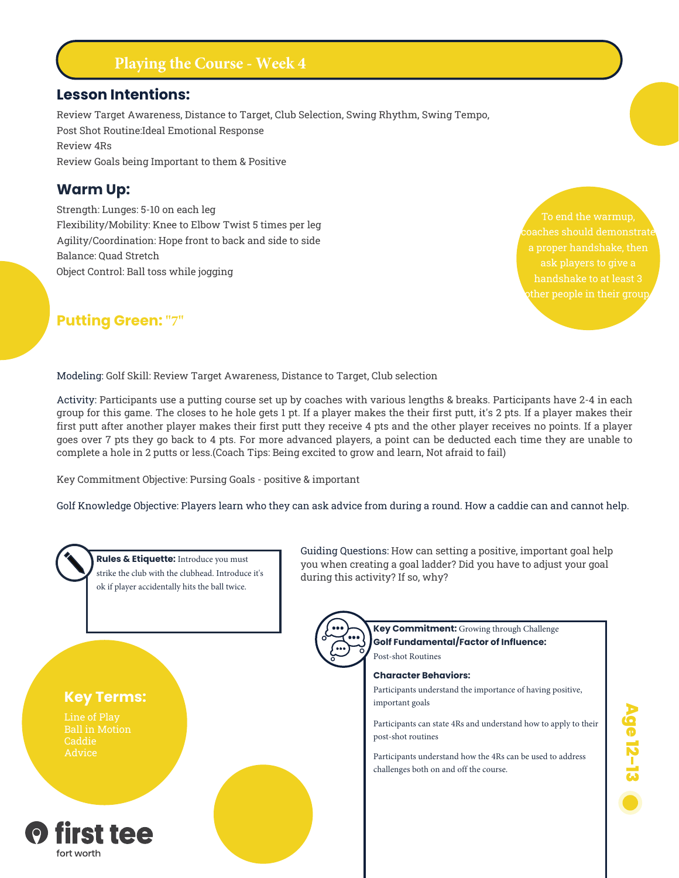# Playing the Course - Week 4

## Lesson Intentions:

Review Target Awareness, Distance to Target, Club Selection, Swing Rhythm, Swing Tempo,
Post Shot Routine:Ideal Emotional Response
Review 4Rs
Review Goals being Important to them & Positive

## Warm Up:

Strength: Lunges: 5-10 on each leg
Flexibility/Mobility: Knee to Elbow Twist 5 times per leg
Agility/Coordination: Hope front to back and side to side
Balance: Quad Stretch
Object Control: Ball toss while jogging

To end the warmup, coaches should demonstrate a proper handshake, then ask players to give a handshake to at least 3 other people in their group

## Putting Green: "7"

Modeling: Golf Skill: Review Target Awareness, Distance to Target, Club selection

Activity: Participants use a putting course set up by coaches with various lengths & breaks. Participants have 2-4 in each group for this game. The closes to he hole gets 1 pt. If a player makes the their first putt, it's 2 pts. If a player makes their first putt after another player makes their first putt they receive 4 pts and the other player receives no points. If a player goes over 7 pts they go back to 4 pts. For more advanced players, a point can be deducted each time they are unable to complete a hole in 2 putts or less.(Coach Tips: Being excited to grow and learn, Not afraid to fail)

Key Commitment Objective: Pursing Goals - positive & important

Golf Knowledge Objective: Players learn who they can ask advice from during a round. How a caddie can and cannot help.

**Rules & Etiquette:** Introduce you must strike the club with the clubhead. Introduce it's ok if player accidentally hits the ball twice.

Guiding Questions: How can setting a positive, important goal help you when creating a goal ladder? Did you have to adjust your goal during this activity? If so, why?

**Key Commitment:** Growing through Challenge
**Golf Fundamental/Factor of Influence:** Post-shot Routines

**Character Behaviors:**

Participants understand the importance of having positive, important goals

Participants can state 4Rs and understand how to apply to their post-shot routines

Participants understand how the 4Rs can be used to address challenges both on and off the course.

## Key Terms:

Line of Play
Ball in Motion
Caddie
Advice

Age 12-13

first tee fort worth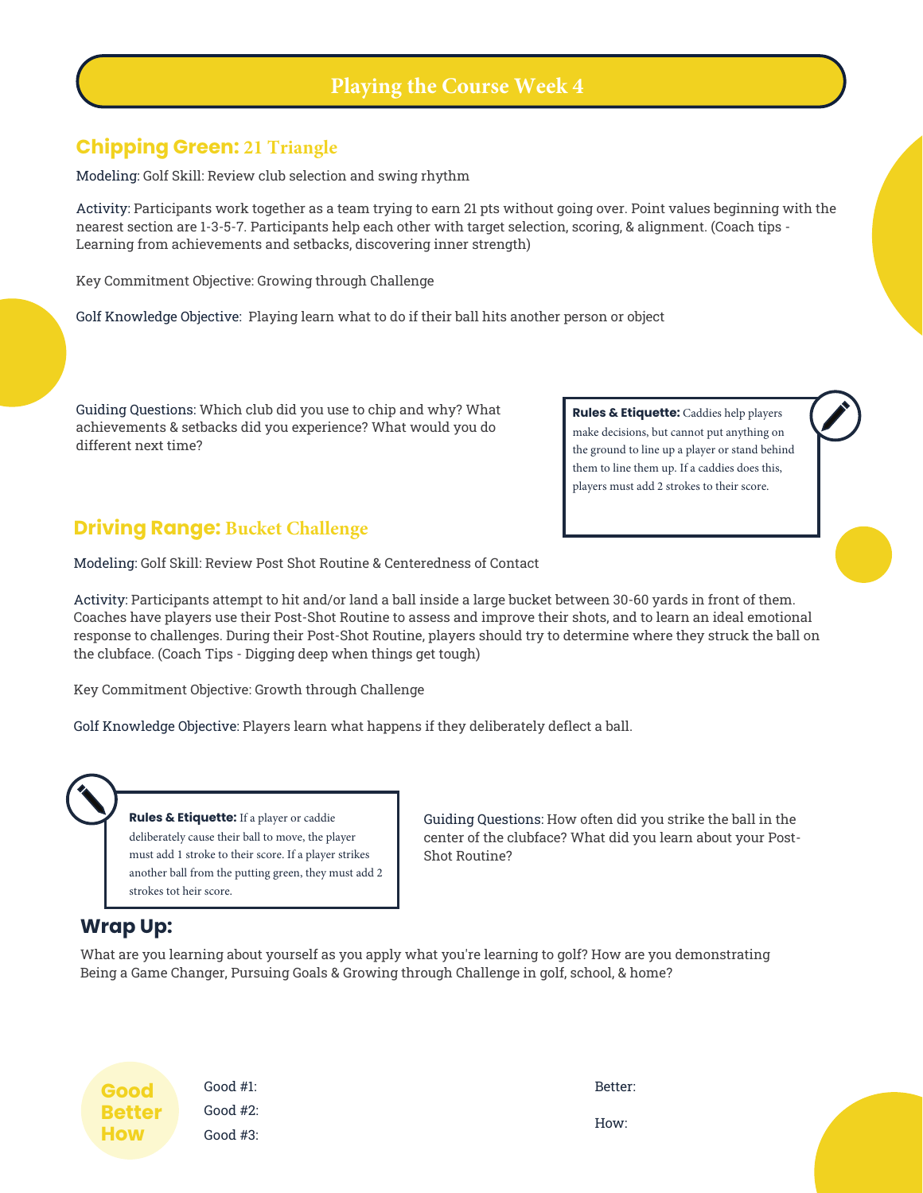# Playing the Course Week 4

## Chipping Green: 21 Triangle

Modeling: Golf Skill: Review club selection and swing rhythm

Activity: Participants work together as a team trying to earn 21 pts without going over. Point values beginning with the nearest section are 1-3-5-7. Participants help each other with target selection, scoring, & alignment. (Coach tips - Learning from achievements and setbacks, discovering inner strength)

Key Commitment Objective: Growing through Challenge

Golf Knowledge Objective: Playing learn what to do if their ball hits another person or object

Guiding Questions: Which club did you use to chip and why? What achievements & setbacks did you experience? What would you do different next time?

**Rules & Etiquette:** Caddies help players make decisions, but cannot put anything on the ground to line up a player or stand behind them to line them up. If a caddies does this, players must add 2 strokes to their score.

## Driving Range: Bucket Challenge

Modeling: Golf Skill: Review Post Shot Routine & Centeredness of Contact

Activity: Participants attempt to hit and/or land a ball inside a large bucket between 30-60 yards in front of them. Coaches have players use their Post-Shot Routine to assess and improve their shots, and to learn an ideal emotional response to challenges. During their Post-Shot Routine, players should try to determine where they struck the ball on the clubface. (Coach Tips - Digging deep when things get tough)

Key Commitment Objective: Growth through Challenge

Golf Knowledge Objective: Players learn what happens if they deliberately deflect a ball.

**Rules & Etiquette:** If a player or caddie deliberately cause their ball to move, the player must add 1 stroke to their score. If a player strikes another ball from the putting green, they must add 2 strokes tot heir score.

Guiding Questions: How often did you strike the ball in the center of the clubface? What did you learn about your Post-Shot Routine?

## Wrap Up:

What are you learning about yourself as you apply what you're learning to golf? How are you demonstrating Being a Game Changer, Pursuing Goals & Growing through Challenge in golf, school, & home?

**Good Better How**

Good #1:

Good #2:

Good #3:

Better:

How: